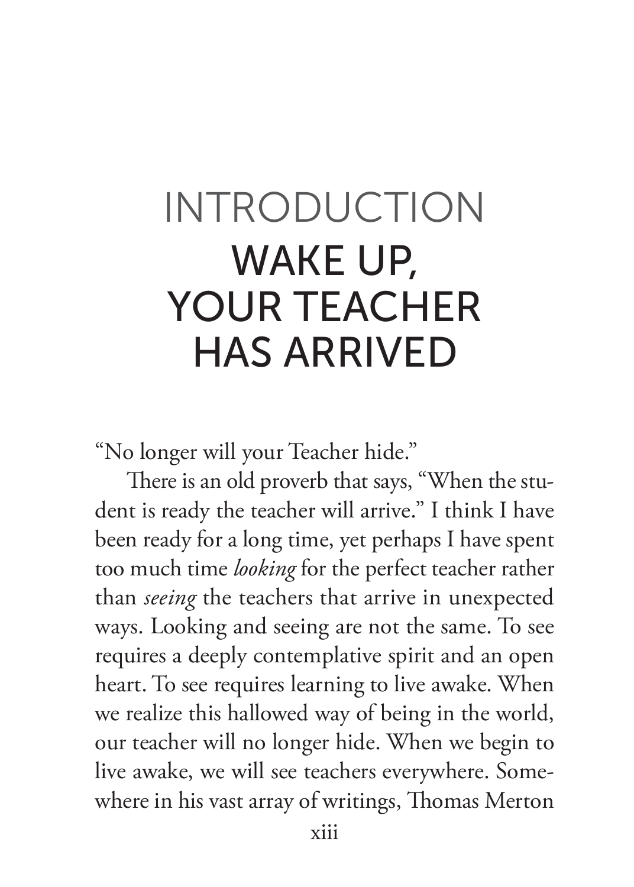# INTRODUCTION
# WAKE UP, YOUR TEACHER HAS ARRIVED

"No longer will your Teacher hide."

There is an old proverb that says, "When the student is ready the teacher will arrive." I think I have been ready for a long time, yet perhaps I have spent too much time *looking* for the perfect teacher rather than *seeing* the teachers that arrive in unexpected ways. Looking and seeing are not the same. To see requires a deeply contemplative spirit and an open heart. To see requires learning to live awake. When we realize this hallowed way of being in the world, our teacher will no longer hide. When we begin to live awake, we will see teachers everywhere. Somewhere in his vast array of writings, Thomas Merton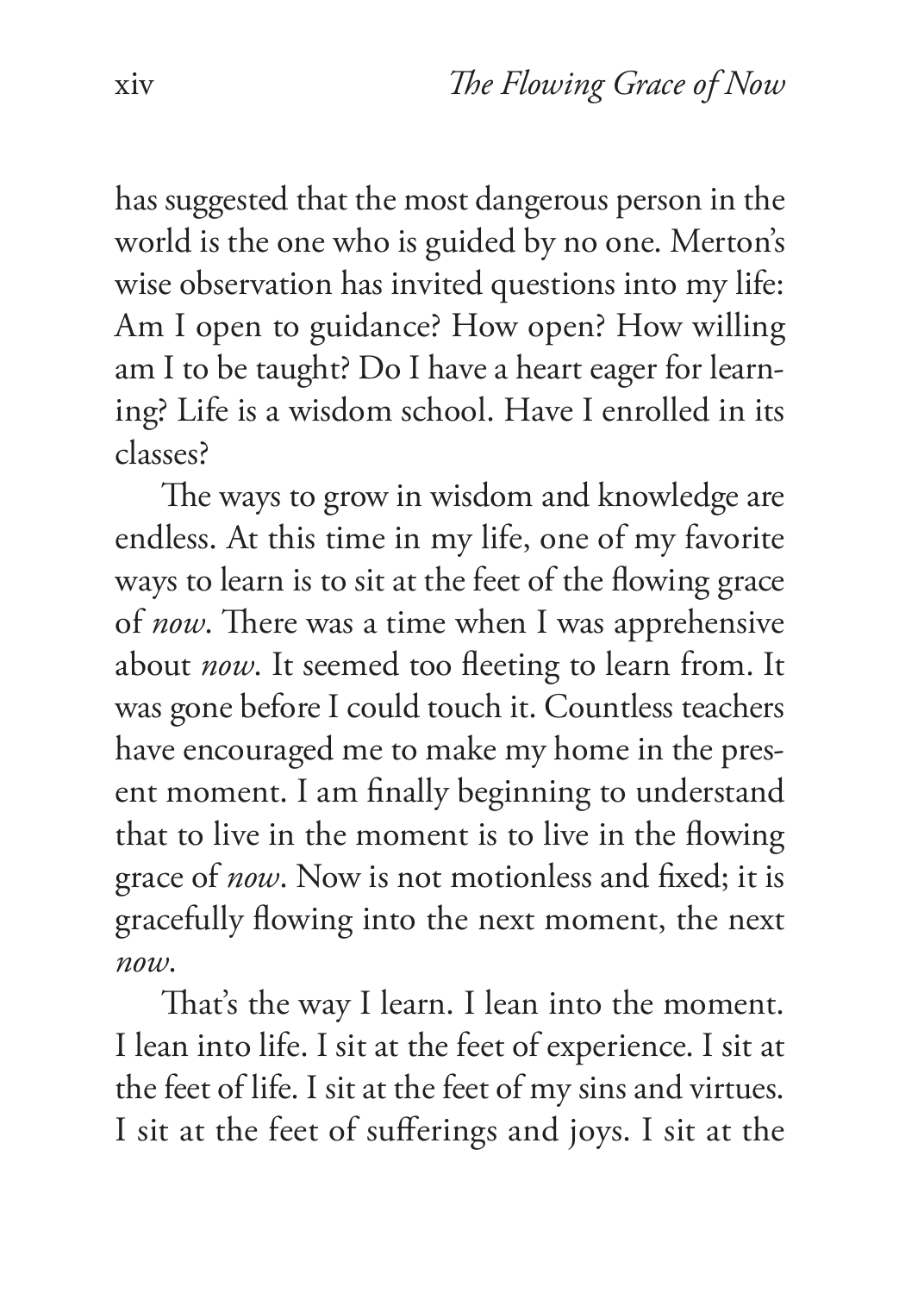has suggested that the most dangerous person in the world is the one who is guided by no one. Merton's wise observation has invited questions into my life: Am I open to guidance? How open? How willing am I to be taught? Do I have a heart eager for learning? Life is a wisdom school. Have I enrolled in its classes?

The ways to grow in wisdom and knowledge are endless. At this time in my life, one of my favorite ways to learn is to sit at the feet of the flowing grace of *now*. There was a time when I was apprehensive about *now*. It seemed too fleeting to learn from. It was gone before I could touch it. Countless teachers have encouraged me to make my home in the present moment. I am finally beginning to understand that to live in the moment is to live in the flowing grace of *now*. Now is not motionless and fixed; it is gracefully flowing into the next moment, the next *now*.

That's the way I learn. I lean into the moment. I lean into life. I sit at the feet of experience. I sit at the feet of life. I sit at the feet of my sins and virtues. I sit at the feet of sufferings and joys. I sit at the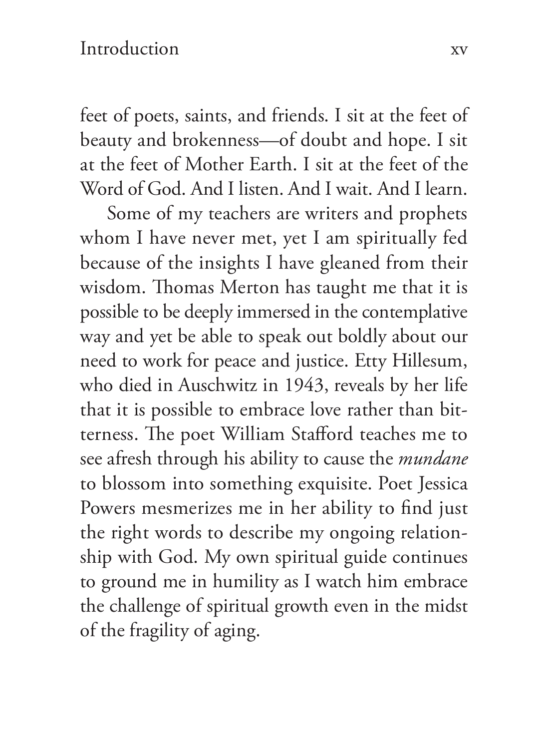feet of poets, saints, and friends. I sit at the feet of beauty and brokenness—of doubt and hope. I sit at the feet of Mother Earth. I sit at the feet of the Word of God. And I listen. And I wait. And I learn.

Some of my teachers are writers and prophets whom I have never met, yet I am spiritually fed because of the insights I have gleaned from their wisdom. Thomas Merton has taught me that it is possible to be deeply immersed in the contemplative way and yet be able to speak out boldly about our need to work for peace and justice. Etty Hillesum, who died in Auschwitz in 1943, reveals by her life that it is possible to embrace love rather than bitterness. The poet William Stafford teaches me to see afresh through his ability to cause the *mundane* to blossom into something exquisite. Poet Jessica Powers mesmerizes me in her ability to find just the right words to describe my ongoing relationship with God. My own spiritual guide continues to ground me in humility as I watch him embrace the challenge of spiritual growth even in the midst of the fragility of aging.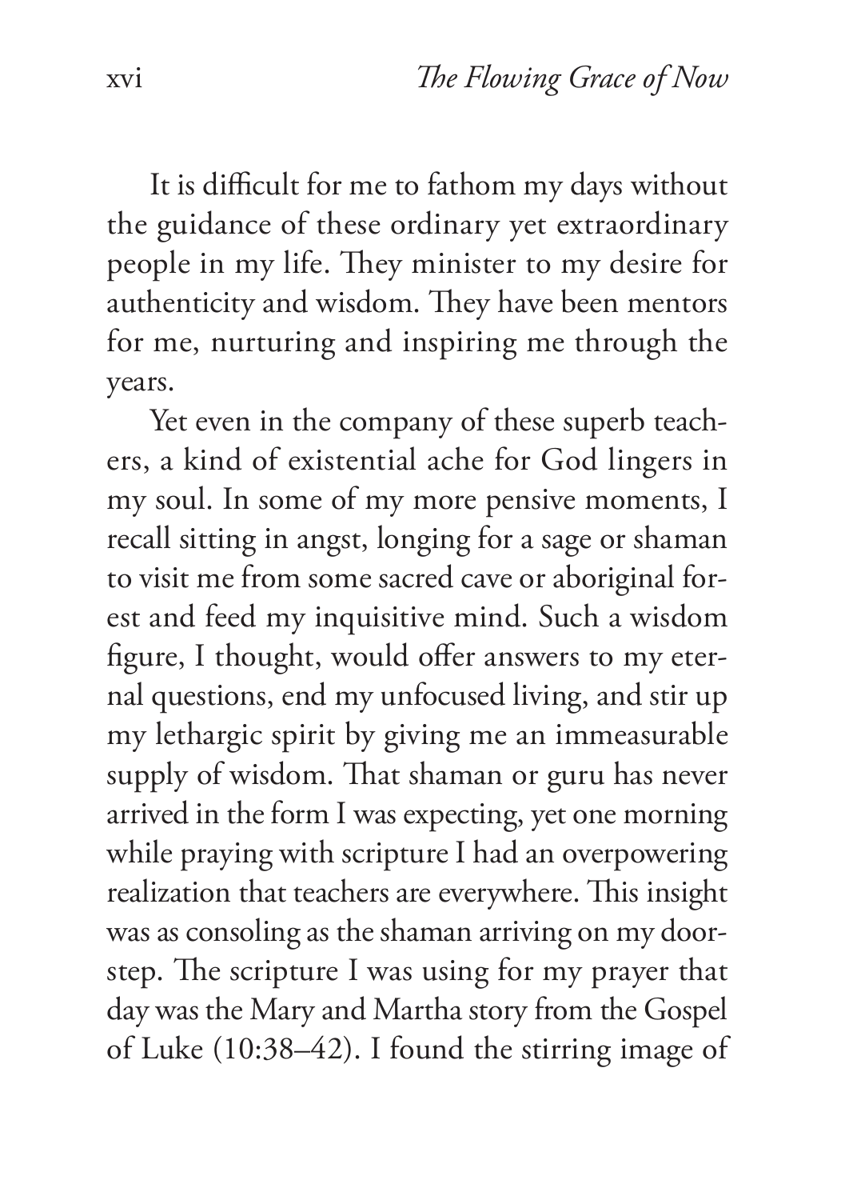It is difficult for me to fathom my days without the guidance of these ordinary yet extraordinary people in my life. They minister to my desire for authenticity and wisdom. They have been mentors for me, nurturing and inspiring me through the years.

Yet even in the company of these superb teachers, a kind of existential ache for God lingers in my soul. In some of my more pensive moments, I recall sitting in angst, longing for a sage or shaman to visit me from some sacred cave or aboriginal forest and feed my inquisitive mind. Such a wisdom figure, I thought, would offer answers to my eternal questions, end my unfocused living, and stir up my lethargic spirit by giving me an immeasurable supply of wisdom. That shaman or guru has never arrived in the form I was expecting, yet one morning while praying with scripture I had an overpowering realization that teachers are everywhere. This insight was as consoling as the shaman arriving on my doorstep. The scripture I was using for my prayer that day was the Mary and Martha story from the Gospel of Luke (10:38–42). I found the stirring image of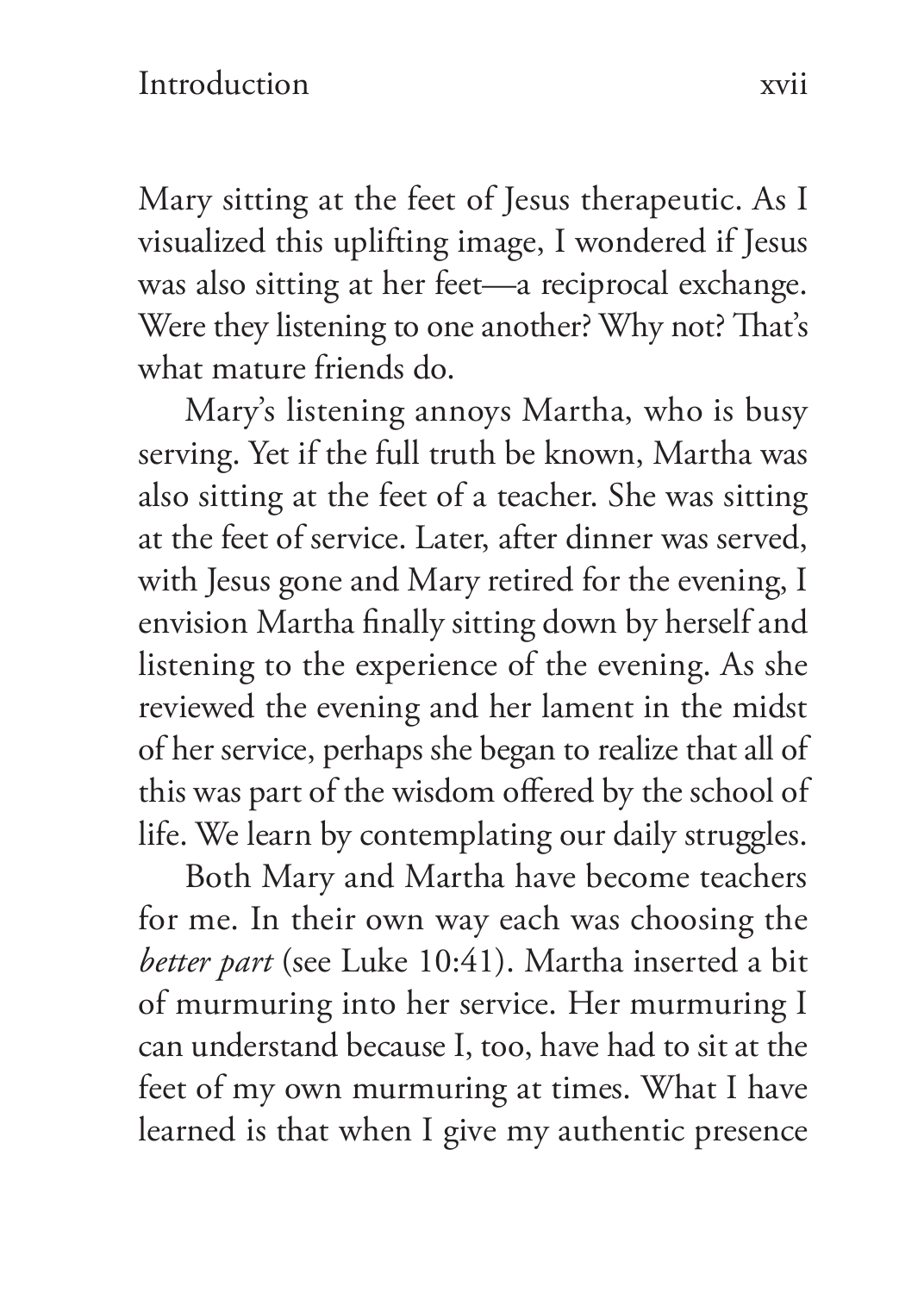Mary sitting at the feet of Jesus therapeutic. As I visualized this uplifting image, I wondered if Jesus was also sitting at her feet—a reciprocal exchange. Were they listening to one another? Why not? That's what mature friends do.

Mary's listening annoys Martha, who is busy serving. Yet if the full truth be known, Martha was also sitting at the feet of a teacher. She was sitting at the feet of service. Later, after dinner was served, with Jesus gone and Mary retired for the evening, I envision Martha finally sitting down by herself and listening to the experience of the evening. As she reviewed the evening and her lament in the midst of her service, perhaps she began to realize that all of this was part of the wisdom offered by the school of life. We learn by contemplating our daily struggles.

Both Mary and Martha have become teachers for me. In their own way each was choosing the *better part* (see Luke 10:41). Martha inserted a bit of murmuring into her service. Her murmuring I can understand because I, too, have had to sit at the feet of my own murmuring at times. What I have learned is that when I give my authentic presence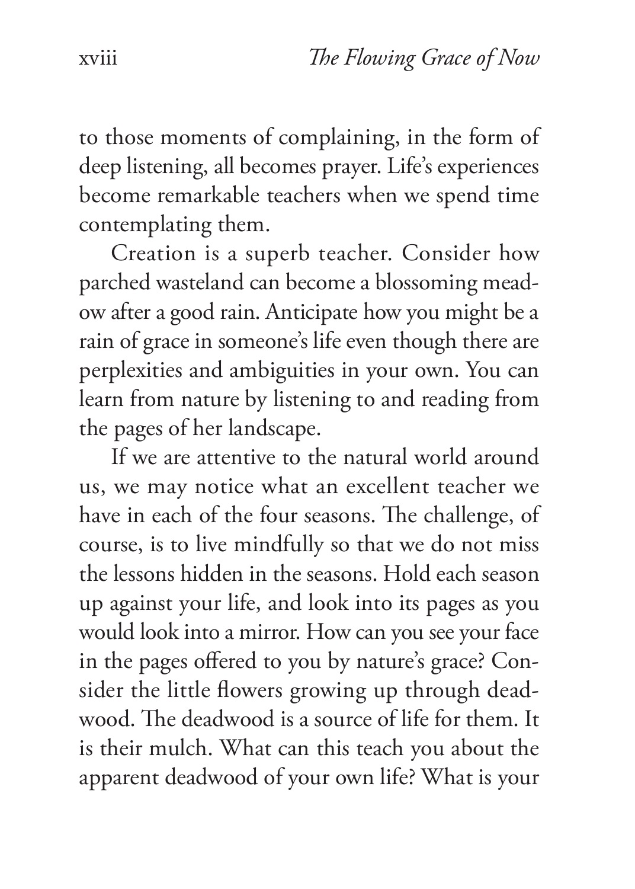to those moments of complaining, in the form of deep listening, all becomes prayer. Life's experiences become remarkable teachers when we spend time contemplating them.

Creation is a superb teacher. Consider how parched wasteland can become a blossoming meadow after a good rain. Anticipate how you might be a rain of grace in someone's life even though there are perplexities and ambiguities in your own. You can learn from nature by listening to and reading from the pages of her landscape.

If we are attentive to the natural world around us, we may notice what an excellent teacher we have in each of the four seasons. The challenge, of course, is to live mindfully so that we do not miss the lessons hidden in the seasons. Hold each season up against your life, and look into its pages as you would look into a mirror. How can you see your face in the pages offered to you by nature's grace? Consider the little flowers growing up through deadwood. The deadwood is a source of life for them. It is their mulch. What can this teach you about the apparent deadwood of your own life? What is your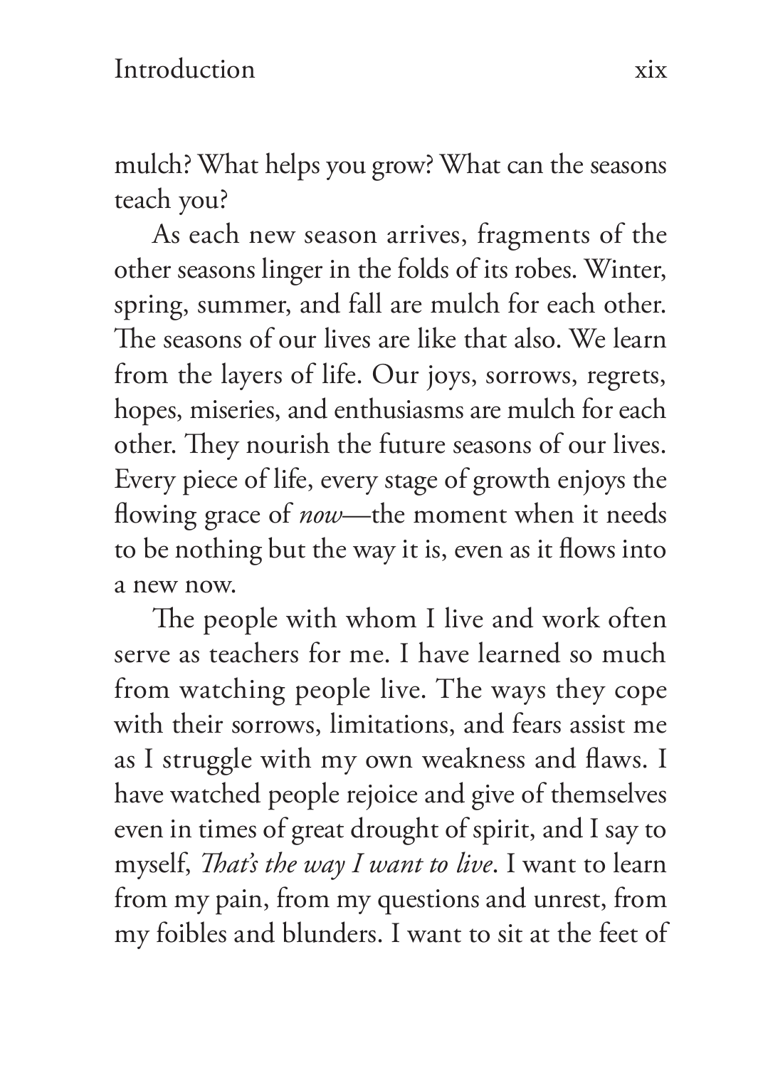mulch? What helps you grow? What can the seasons teach you?

As each new season arrives, fragments of the other seasons linger in the folds of its robes. Winter, spring, summer, and fall are mulch for each other. The seasons of our lives are like that also. We learn from the layers of life. Our joys, sorrows, regrets, hopes, miseries, and enthusiasms are mulch for each other. They nourish the future seasons of our lives. Every piece of life, every stage of growth enjoys the flowing grace of *now*—the moment when it needs to be nothing but the way it is, even as it flows into a new now.

The people with whom I live and work often serve as teachers for me. I have learned so much from watching people live. The ways they cope with their sorrows, limitations, and fears assist me as I struggle with my own weakness and flaws. I have watched people rejoice and give of themselves even in times of great drought of spirit, and I say to myself, *That's the way I want to live*. I want to learn from my pain, from my questions and unrest, from my foibles and blunders. I want to sit at the feet of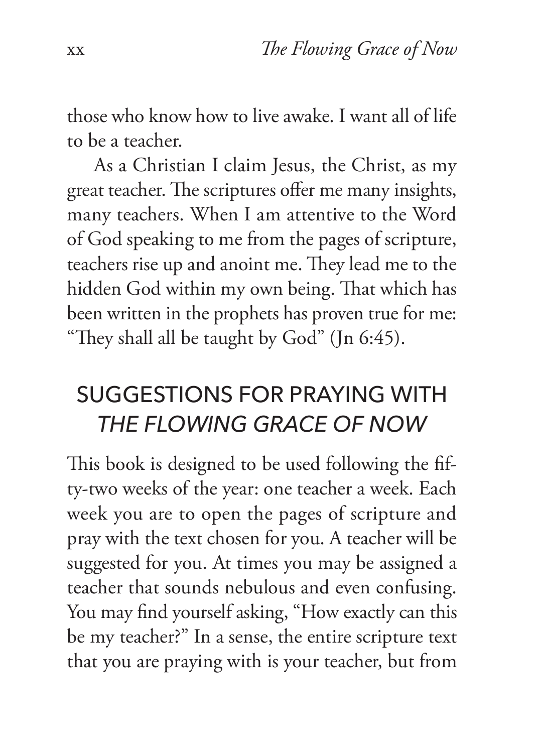those who know how to live awake. I want all of life to be a teacher.

As a Christian I claim Jesus, the Christ, as my great teacher. The scriptures offer me many insights, many teachers. When I am attentive to the Word of God speaking to me from the pages of scripture, teachers rise up and anoint me. They lead me to the hidden God within my own being. That which has been written in the prophets has proven true for me: "They shall all be taught by God" (Jn 6:45).

## SUGGESTIONS FOR PRAYING WITH *THE FLOWING GRACE OF NOW*

This book is designed to be used following the fifty-two weeks of the year: one teacher a week. Each week you are to open the pages of scripture and pray with the text chosen for you. A teacher will be suggested for you. At times you may be assigned a teacher that sounds nebulous and even confusing. You may find yourself asking, "How exactly can this be my teacher?" In a sense, the entire scripture text that you are praying with is your teacher, but from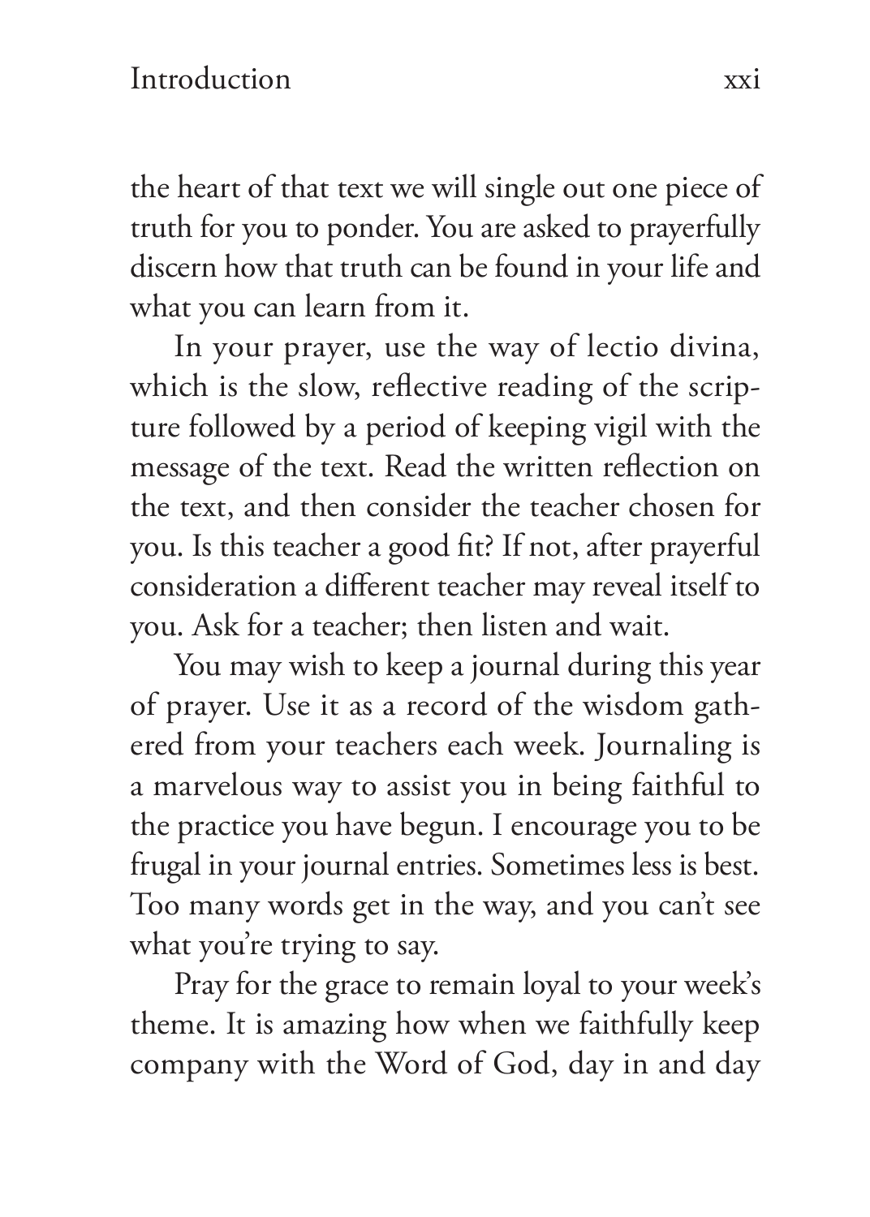the heart of that text we will single out one piece of truth for you to ponder. You are asked to prayerfully discern how that truth can be found in your life and what you can learn from it.

In your prayer, use the way of lectio divina, which is the slow, reflective reading of the scripture followed by a period of keeping vigil with the message of the text. Read the written reflection on the text, and then consider the teacher chosen for you. Is this teacher a good fit? If not, after prayerful consideration a different teacher may reveal itself to you. Ask for a teacher; then listen and wait.

You may wish to keep a journal during this year of prayer. Use it as a record of the wisdom gathered from your teachers each week. Journaling is a marvelous way to assist you in being faithful to the practice you have begun. I encourage you to be frugal in your journal entries. Sometimes less is best. Too many words get in the way, and you can't see what you're trying to say.

Pray for the grace to remain loyal to your week's theme. It is amazing how when we faithfully keep company with the Word of God, day in and day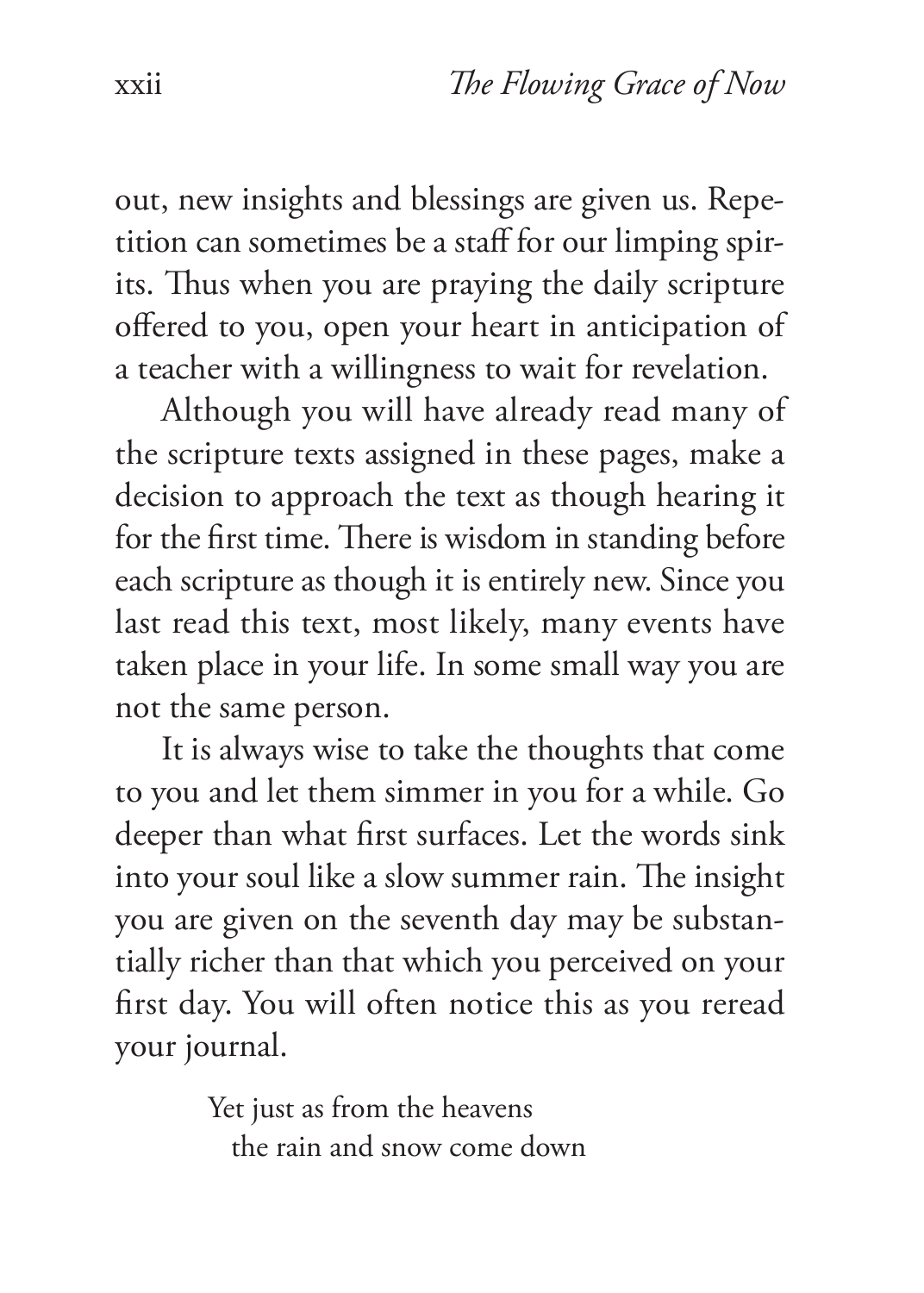out, new insights and blessings are given us. Repetition can sometimes be a staff for our limping spirits. Thus when you are praying the daily scripture offered to you, open your heart in anticipation of a teacher with a willingness to wait for revelation.

Although you will have already read many of the scripture texts assigned in these pages, make a decision to approach the text as though hearing it for the first time. There is wisdom in standing before each scripture as though it is entirely new. Since you last read this text, most likely, many events have taken place in your life. In some small way you are not the same person.

It is always wise to take the thoughts that come to you and let them simmer in you for a while. Go deeper than what first surfaces. Let the words sink into your soul like a slow summer rain. The insight you are given on the seventh day may be substantially richer than that which you perceived on your first day. You will often notice this as you reread your journal.

> Yet just as from the heavens
> &nbsp;&nbsp;the rain and snow come down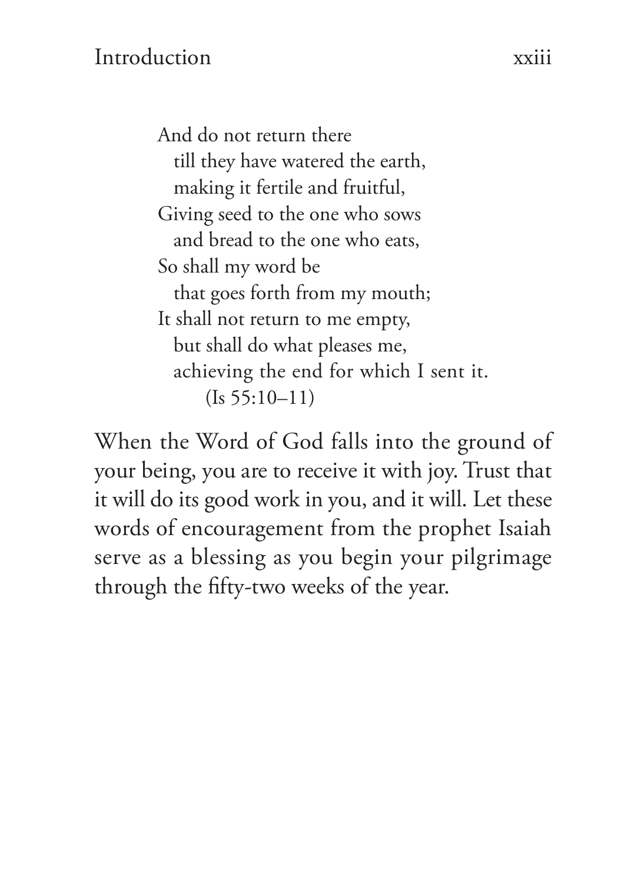> And do not return there  
> &nbsp;&nbsp;till they have watered the earth,  
> &nbsp;&nbsp;making it fertile and fruitful,  
> Giving seed to the one who sows  
> &nbsp;&nbsp;and bread to the one who eats,  
> So shall my word be  
> &nbsp;&nbsp;that goes forth from my mouth;  
> It shall not return to me empty,  
> &nbsp;&nbsp;but shall do what pleases me,  
> &nbsp;&nbsp;achieving the end for which I sent it.  
> &nbsp;&nbsp;&nbsp;&nbsp;(Is 55:10–11)

When the Word of God falls into the ground of your being, you are to receive it with joy. Trust that it will do its good work in you, and it will. Let these words of encouragement from the prophet Isaiah serve as a blessing as you begin your pilgrimage through the fifty-two weeks of the year.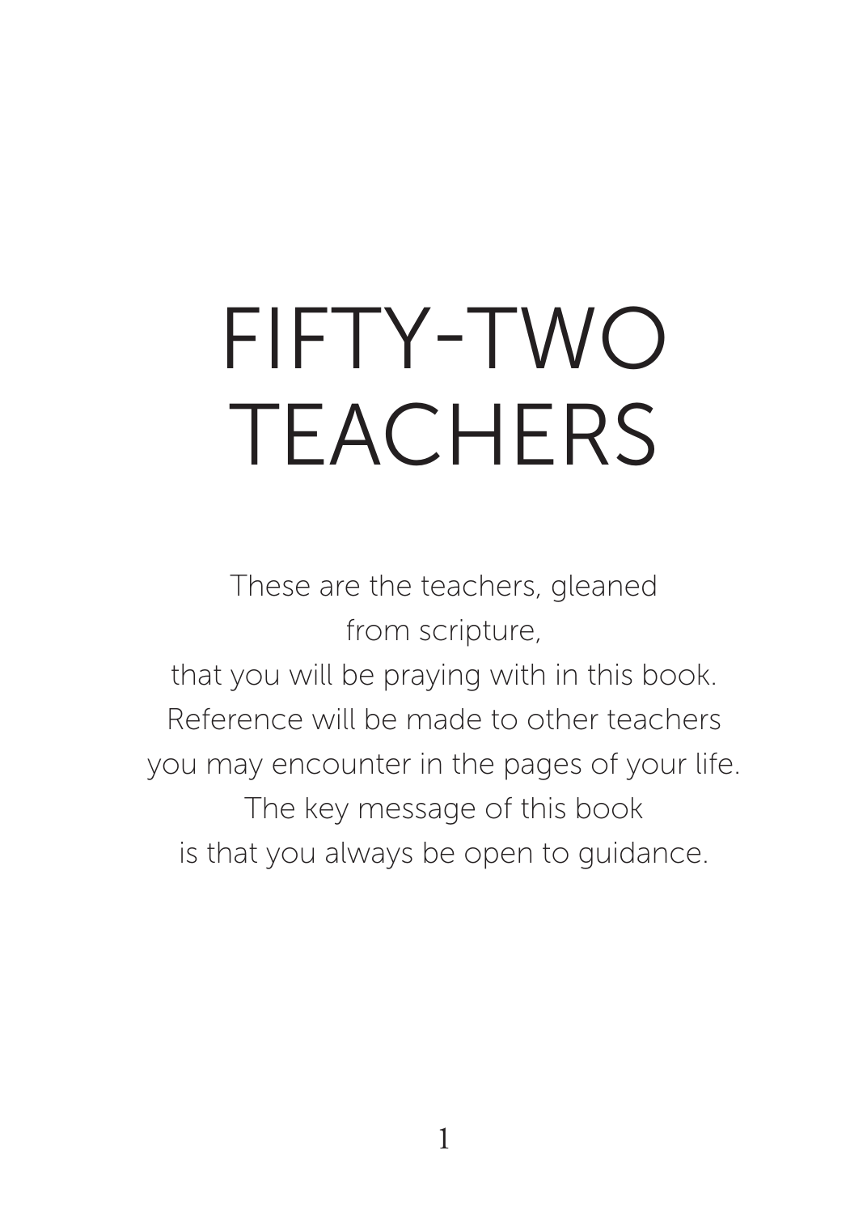# FIFTY-TWO TEACHERS

These are the teachers, gleaned
from scripture,
that you will be praying with in this book.
Reference will be made to other teachers
you may encounter in the pages of your life.
The key message of this book
is that you always be open to guidance.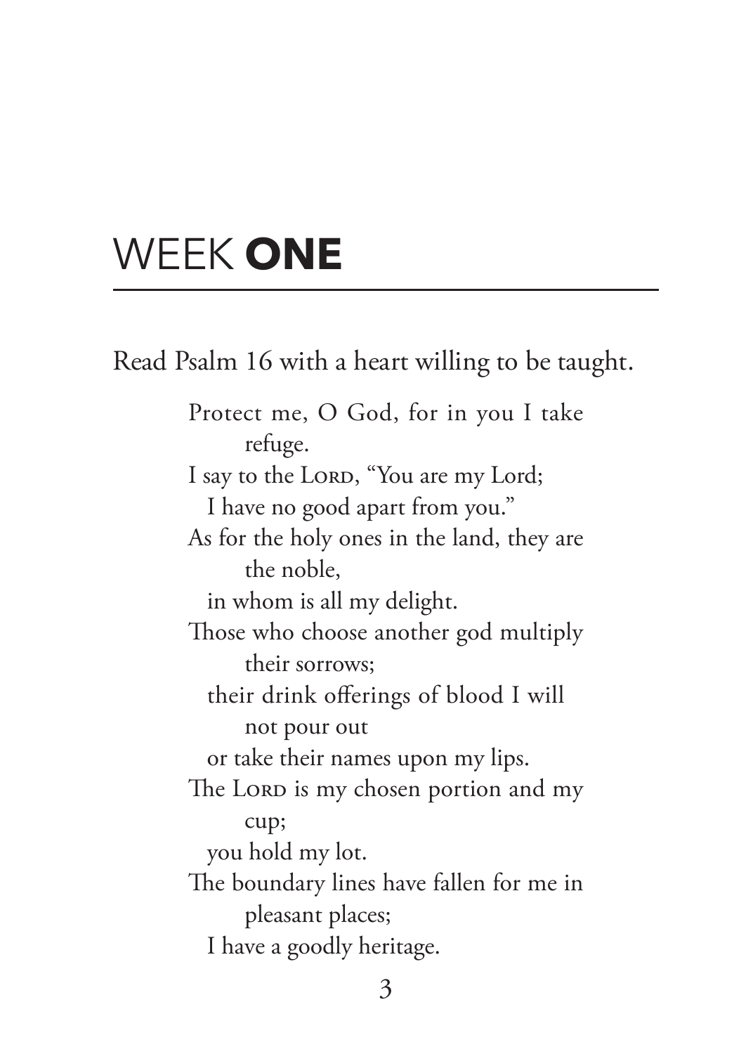# WEEK **ONE**

Read Psalm 16 with a heart willing to be taught.

> Protect me, O God, for in you I take refuge.
> I say to the LORD, "You are my Lord;
> I have no good apart from you."
> As for the holy ones in the land, they are the noble,
> in whom is all my delight.
> Those who choose another god multiply their sorrows;
> their drink offerings of blood I will not pour out
> or take their names upon my lips.
> The LORD is my chosen portion and my cup;
> you hold my lot.
> The boundary lines have fallen for me in pleasant places;
> I have a goodly heritage.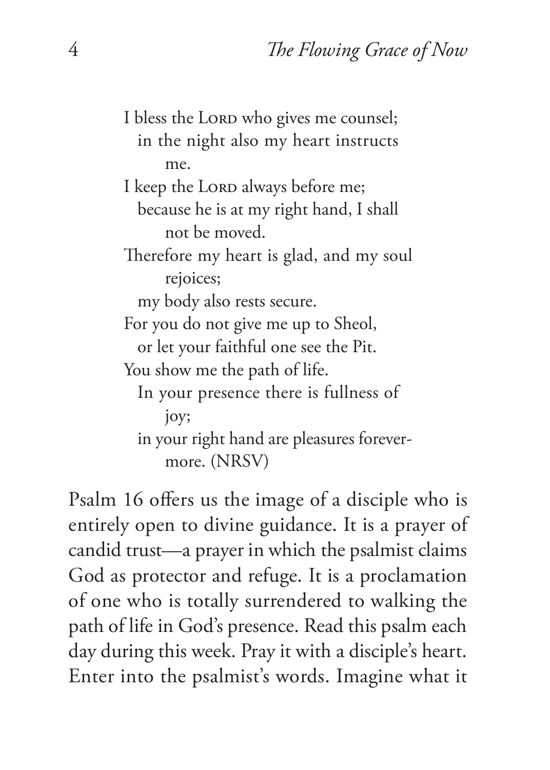I bless the LORD who gives me counsel;  
  in the night also my heart instructs me.  
I keep the LORD always before me;  
  because he is at my right hand, I shall not be moved.  
Therefore my heart is glad, and my soul rejoices;  
  my body also rests secure.  
For you do not give me up to Sheol,  
  or let your faithful one see the Pit.  
You show me the path of life.  
  In your presence there is fullness of joy;  
  in your right hand are pleasures forevermore. (NRSV)

Psalm 16 offers us the image of a disciple who is entirely open to divine guidance. It is a prayer of candid trust—a prayer in which the psalmist claims God as protector and refuge. It is a proclamation of one who is totally surrendered to walking the path of life in God's presence. Read this psalm each day during this week. Pray it with a disciple's heart. Enter into the psalmist's words. Imagine what it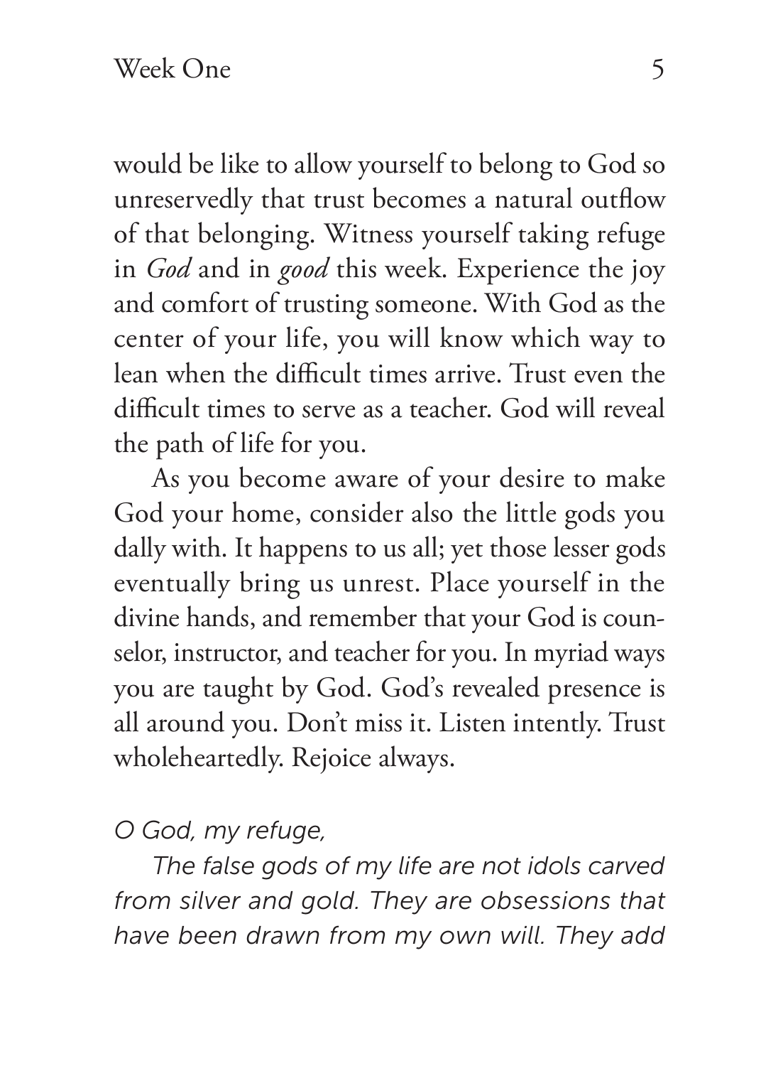would be like to allow yourself to belong to God so unreservedly that trust becomes a natural outflow of that belonging. Witness yourself taking refuge in *God* and in *good* this week. Experience the joy and comfort of trusting someone. With God as the center of your life, you will know which way to lean when the difficult times arrive. Trust even the difficult times to serve as a teacher. God will reveal the path of life for you.

As you become aware of your desire to make God your home, consider also the little gods you dally with. It happens to us all; yet those lesser gods eventually bring us unrest. Place yourself in the divine hands, and remember that your God is counselor, instructor, and teacher for you. In myriad ways you are taught by God. God's revealed presence is all around you. Don't miss it. Listen intently. Trust wholeheartedly. Rejoice always.

*O God, my refuge,*

*The false gods of my life are not idols carved from silver and gold. They are obsessions that have been drawn from my own will. They add*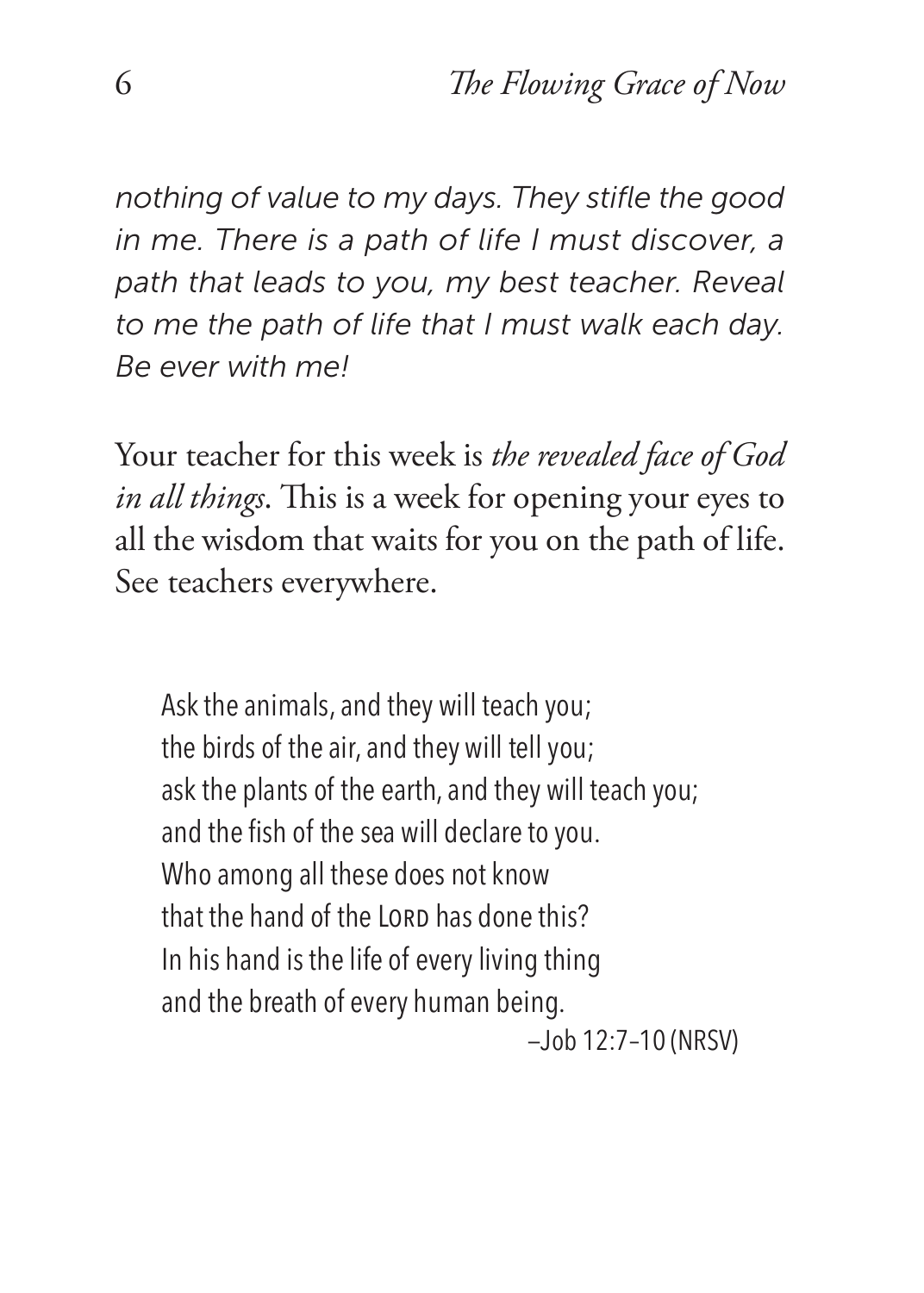*nothing of value to my days. They stifle the good in me. There is a path of life I must discover, a path that leads to you, my best teacher. Reveal to me the path of life that I must walk each day. Be ever with me!*

Your teacher for this week is *the revealed face of God in all things*. This is a week for opening your eyes to all the wisdom that waits for you on the path of life. See teachers everywhere.

> Ask the animals, and they will teach you;
> the birds of the air, and they will tell you;
> ask the plants of the earth, and they will teach you;
> and the fish of the sea will declare to you.
> Who among all these does not know
> that the hand of the LORD has done this?
> In his hand is the life of every living thing
> and the breath of every human being.
>
> —Job 12:7–10 (NRSV)